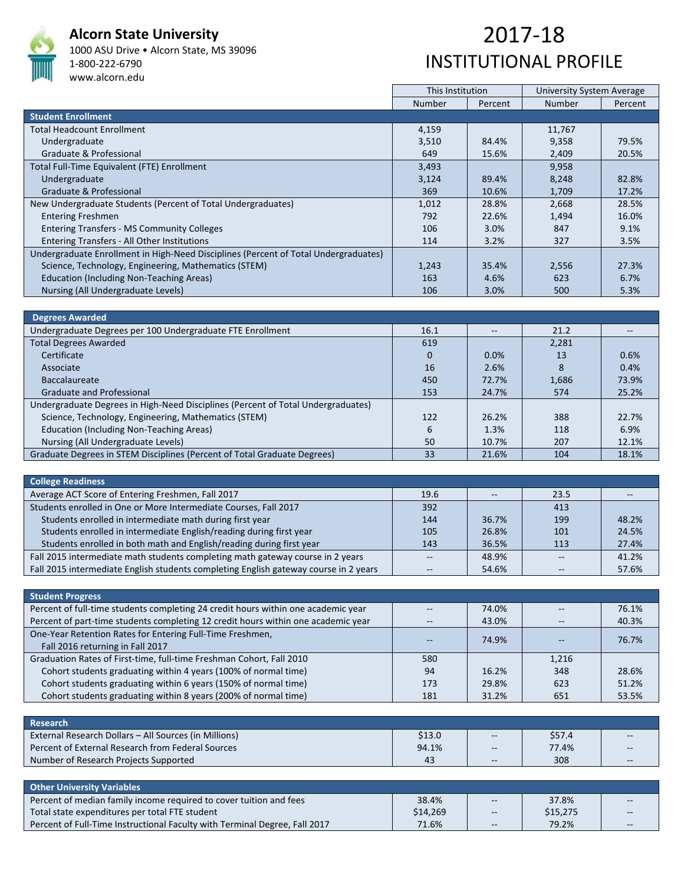# Alcorn State University

1000 ASU Drive • Alcorn State, MS 39096
1-800-222-6790
www.alcorn.edu

# 2017-18 INSTITUTIONAL PROFILE

| | This Institution | | University System Average | |
|---|---|---|---|---|
| | Number | Percent | Number | Percent |
| **Student Enrollment** | | | | |
| Total Headcount Enrollment | 4,159 | | 11,767 | |
| Undergraduate | 3,510 | 84.4% | 9,358 | 79.5% |
| Graduate & Professional | 649 | 15.6% | 2,409 | 20.5% |
| Total Full-Time Equivalent (FTE) Enrollment | 3,493 | | 9,958 | |
| Undergraduate | 3,124 | 89.4% | 8,248 | 82.8% |
| Graduate & Professional | 369 | 10.6% | 1,709 | 17.2% |
| New Undergraduate Students (Percent of Total Undergraduates) | 1,012 | 28.8% | 2,668 | 28.5% |
| Entering Freshmen | 792 | 22.6% | 1,494 | 16.0% |
| Entering Transfers - MS Community Colleges | 106 | 3.0% | 847 | 9.1% |
| Entering Transfers - All Other Institutions | 114 | 3.2% | 327 | 3.5% |
| Undergraduate Enrollment in High-Need Disciplines (Percent of Total Undergraduates) | | | | |
| Science, Technology, Engineering, Mathematics (STEM) | 1,243 | 35.4% | 2,556 | 27.3% |
| Education (Including Non-Teaching Areas) | 163 | 4.6% | 623 | 6.7% |
| Nursing (All Undergraduate Levels) | 106 | 3.0% | 500 | 5.3% |

| **Degrees Awarded** | | | | |
|---|---|---|---|---|
| Undergraduate Degrees per 100 Undergraduate FTE Enrollment | 16.1 | -- | 21.2 | -- |
| Total Degrees Awarded | 619 | | 2,281 | |
| Certificate | 0 | 0.0% | 13 | 0.6% |
| Associate | 16 | 2.6% | 8 | 0.4% |
| Baccalaureate | 450 | 72.7% | 1,686 | 73.9% |
| Graduate and Professional | 153 | 24.7% | 574 | 25.2% |
| Undergraduate Degrees in High-Need Disciplines (Percent of Total Undergraduates) | | | | |
| Science, Technology, Engineering, Mathematics (STEM) | 122 | 26.2% | 388 | 22.7% |
| Education (Including Non-Teaching Areas) | 6 | 1.3% | 118 | 6.9% |
| Nursing (All Undergraduate Levels) | 50 | 10.7% | 207 | 12.1% |
| Graduate Degrees in STEM Disciplines (Percent of Total Graduate Degrees) | 33 | 21.6% | 104 | 18.1% |

| **College Readiness** | | | | |
|---|---|---|---|---|
| Average ACT Score of Entering Freshmen, Fall 2017 | 19.6 | -- | 23.5 | -- |
| Students enrolled in One or More Intermediate Courses, Fall 2017 | 392 | | 413 | |
| Students enrolled in intermediate math during first year | 144 | 36.7% | 199 | 48.2% |
| Students enrolled in intermediate English/reading during first year | 105 | 26.8% | 101 | 24.5% |
| Students enrolled in both math and English/reading during first year | 143 | 36.5% | 113 | 27.4% |
| Fall 2015 intermediate math students completing math gateway course in 2 years | -- | 48.9% | -- | 41.2% |
| Fall 2015 intermediate English students completing English gateway course in 2 years | -- | 54.6% | -- | 57.6% |

| **Student Progress** | | | | |
|---|---|---|---|---|
| Percent of full-time students completing 24 credit hours within one academic year | -- | 74.0% | -- | 76.1% |
| Percent of part-time students completing 12 credit hours within one academic year | -- | 43.0% | -- | 40.3% |
| One-Year Retention Rates for Entering Full-Time Freshmen, Fall 2016 returning in Fall 2017 | -- | 74.9% | -- | 76.7% |
| Graduation Rates of First-time, full-time Freshman Cohort, Fall 2010 | 580 | | 1,216 | |
| Cohort students graduating within 4 years (100% of normal time) | 94 | 16.2% | 348 | 28.6% |
| Cohort students graduating within 6 years (150% of normal time) | 173 | 29.8% | 623 | 51.2% |
| Cohort students graduating within 8 years (200% of normal time) | 181 | 31.2% | 651 | 53.5% |

| **Research** | | | | |
|---|---|---|---|---|
| External Research Dollars – All Sources (in Millions) | $13.0 | -- | $57.4 | -- |
| Percent of External Research from Federal Sources | 94.1% | -- | 77.4% | -- |
| Number of Research Projects Supported | 43 | -- | 308 | -- |

| **Other University Variables** | | | | |
|---|---|---|---|---|
| Percent of median family income required to cover tuition and fees | 38.4% | -- | 37.8% | -- |
| Total state expenditures per total FTE student | $14,269 | -- | $15,275 | -- |
| Percent of Full-Time Instructional Faculty with Terminal Degree, Fall 2017 | 71.6% | -- | 79.2% | -- |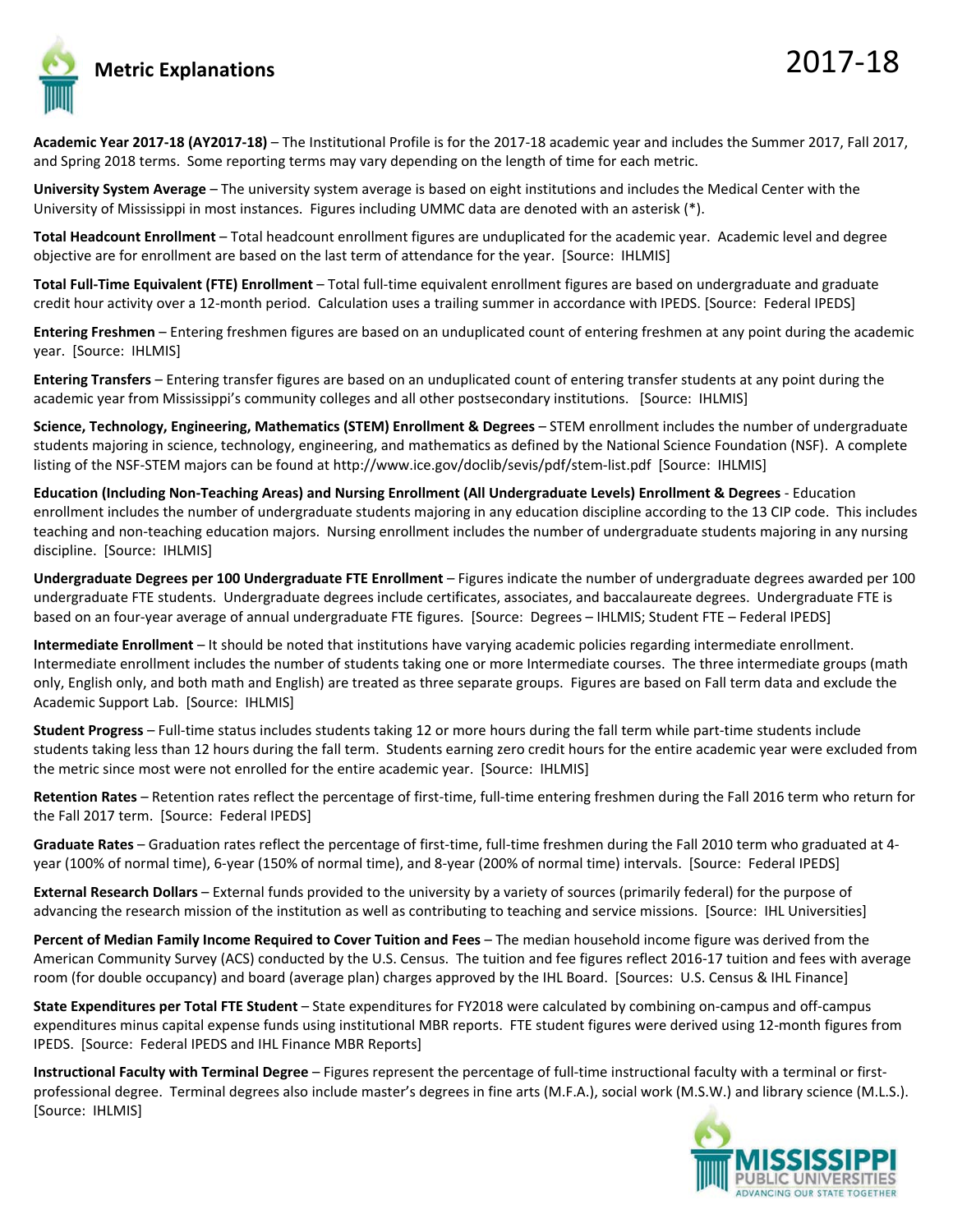# Metric Explanations

2017-18

**Academic Year 2017-18 (AY2017-18)** – The Institutional Profile is for the 2017-18 academic year and includes the Summer 2017, Fall 2017, and Spring 2018 terms. Some reporting terms may vary depending on the length of time for each metric.

**University System Average** – The university system average is based on eight institutions and includes the Medical Center with the University of Mississippi in most instances. Figures including UMMC data are denoted with an asterisk (*).

**Total Headcount Enrollment** – Total headcount enrollment figures are unduplicated for the academic year. Academic level and degree objective are for enrollment are based on the last term of attendance for the year. [Source: IHLMIS]

**Total Full-Time Equivalent (FTE) Enrollment** – Total full-time equivalent enrollment figures are based on undergraduate and graduate credit hour activity over a 12-month period. Calculation uses a trailing summer in accordance with IPEDS. [Source: Federal IPEDS]

**Entering Freshmen** – Entering freshmen figures are based on an unduplicated count of entering freshmen at any point during the academic year. [Source: IHLMIS]

**Entering Transfers** – Entering transfer figures are based on an unduplicated count of entering transfer students at any point during the academic year from Mississippi's community colleges and all other postsecondary institutions. [Source: IHLMIS]

**Science, Technology, Engineering, Mathematics (STEM) Enrollment & Degrees** – STEM enrollment includes the number of undergraduate students majoring in science, technology, engineering, and mathematics as defined by the National Science Foundation (NSF). A complete listing of the NSF-STEM majors can be found at http://www.ice.gov/doclib/sevis/pdf/stem-list.pdf [Source: IHLMIS]

**Education (Including Non-Teaching Areas) and Nursing Enrollment (All Undergraduate Levels) Enrollment & Degrees** - Education enrollment includes the number of undergraduate students majoring in any education discipline according to the 13 CIP code. This includes teaching and non-teaching education majors. Nursing enrollment includes the number of undergraduate students majoring in any nursing discipline. [Source: IHLMIS]

**Undergraduate Degrees per 100 Undergraduate FTE Enrollment** – Figures indicate the number of undergraduate degrees awarded per 100 undergraduate FTE students. Undergraduate degrees include certificates, associates, and baccalaureate degrees. Undergraduate FTE is based on an four-year average of annual undergraduate FTE figures. [Source: Degrees – IHLMIS; Student FTE – Federal IPEDS]

**Intermediate Enrollment** – It should be noted that institutions have varying academic policies regarding intermediate enrollment. Intermediate enrollment includes the number of students taking one or more Intermediate courses. The three intermediate groups (math only, English only, and both math and English) are treated as three separate groups. Figures are based on Fall term data and exclude the Academic Support Lab. [Source: IHLMIS]

**Student Progress** – Full-time status includes students taking 12 or more hours during the fall term while part-time students include students taking less than 12 hours during the fall term. Students earning zero credit hours for the entire academic year were excluded from the metric since most were not enrolled for the entire academic year. [Source: IHLMIS]

**Retention Rates** – Retention rates reflect the percentage of first-time, full-time entering freshmen during the Fall 2016 term who return for the Fall 2017 term. [Source: Federal IPEDS]

**Graduate Rates** – Graduation rates reflect the percentage of first-time, full-time freshmen during the Fall 2010 term who graduated at 4-year (100% of normal time), 6-year (150% of normal time), and 8-year (200% of normal time) intervals. [Source: Federal IPEDS]

**External Research Dollars** – External funds provided to the university by a variety of sources (primarily federal) for the purpose of advancing the research mission of the institution as well as contributing to teaching and service missions. [Source: IHL Universities]

**Percent of Median Family Income Required to Cover Tuition and Fees** – The median household income figure was derived from the American Community Survey (ACS) conducted by the U.S. Census. The tuition and fee figures reflect 2016-17 tuition and fees with average room (for double occupancy) and board (average plan) charges approved by the IHL Board. [Sources: U.S. Census & IHL Finance]

**State Expenditures per Total FTE Student** – State expenditures for FY2018 were calculated by combining on-campus and off-campus expenditures minus capital expense funds using institutional MBR reports. FTE student figures were derived using 12-month figures from IPEDS. [Source: Federal IPEDS and IHL Finance MBR Reports]

**Instructional Faculty with Terminal Degree** – Figures represent the percentage of full-time instructional faculty with a terminal or first-professional degree. Terminal degrees also include master's degrees in fine arts (M.F.A.), social work (M.S.W.) and library science (M.L.S.). [Source: IHLMIS]

MISSISSIPPI PUBLIC UNIVERSITIES
ADVANCING OUR STATE TOGETHER